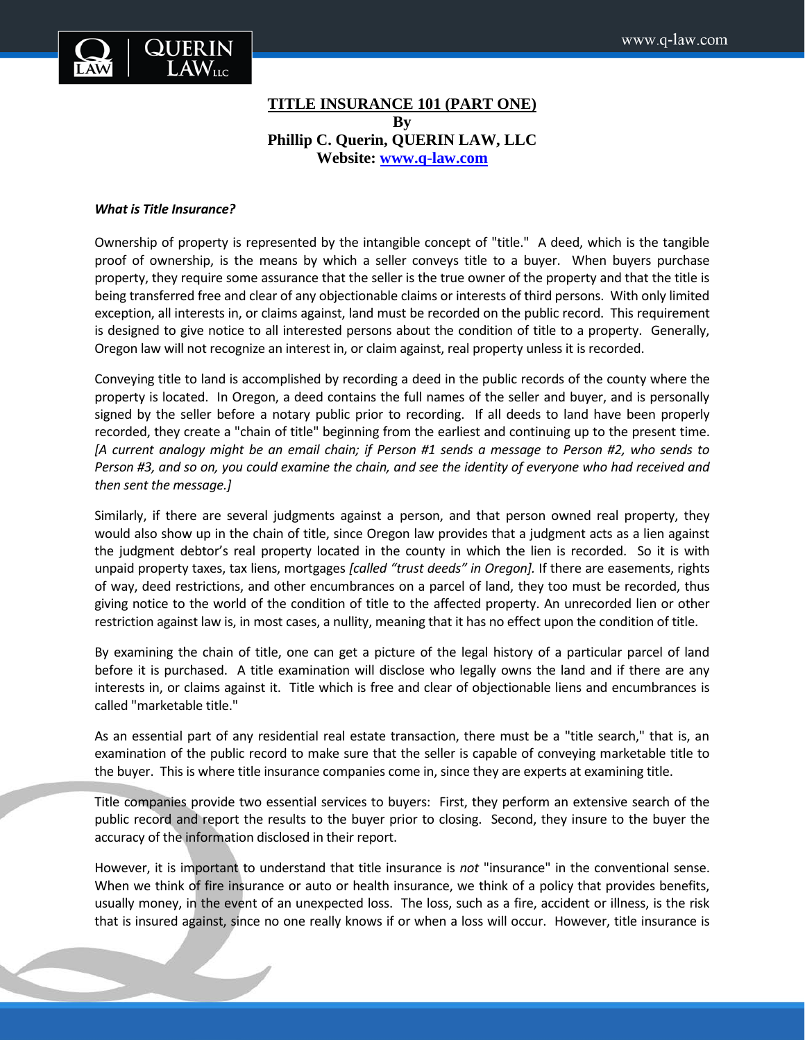**TITLE INSURANCE 101 (PART ONE)**
**By**
**Phillip C. Querin, QUERIN LAW, LLC**
**Website: www.q-law.com**

***What is Title Insurance?***

Ownership of property is represented by the intangible concept of "title." A deed, which is the tangible proof of ownership, is the means by which a seller conveys title to a buyer. When buyers purchase property, they require some assurance that the seller is the true owner of the property and that the title is being transferred free and clear of any objectionable claims or interests of third persons. With only limited exception, all interests in, or claims against, land must be recorded on the public record. This requirement is designed to give notice to all interested persons about the condition of title to a property. Generally, Oregon law will not recognize an interest in, or claim against, real property unless it is recorded.

Conveying title to land is accomplished by recording a deed in the public records of the county where the property is located. In Oregon, a deed contains the full names of the seller and buyer, and is personally signed by the seller before a notary public prior to recording. If all deeds to land have been properly recorded, they create a "chain of title" beginning from the earliest and continuing up to the present time. *[A current analogy might be an email chain; if Person #1 sends a message to Person #2, who sends to Person #3, and so on, you could examine the chain, and see the identity of everyone who had received and then sent the message.]*

Similarly, if there are several judgments against a person, and that person owned real property, they would also show up in the chain of title, since Oregon law provides that a judgment acts as a lien against the judgment debtor's real property located in the county in which the lien is recorded. So it is with unpaid property taxes, tax liens, mortgages *[called "trust deeds" in Oregon].* If there are easements, rights of way, deed restrictions, and other encumbrances on a parcel of land, they too must be recorded, thus giving notice to the world of the condition of title to the affected property. An unrecorded lien or other restriction against law is, in most cases, a nullity, meaning that it has no effect upon the condition of title.

By examining the chain of title, one can get a picture of the legal history of a particular parcel of land before it is purchased. A title examination will disclose who legally owns the land and if there are any interests in, or claims against it. Title which is free and clear of objectionable liens and encumbrances is called "marketable title."

As an essential part of any residential real estate transaction, there must be a "title search," that is, an examination of the public record to make sure that the seller is capable of conveying marketable title to the buyer. This is where title insurance companies come in, since they are experts at examining title.

Title companies provide two essential services to buyers: First, they perform an extensive search of the public record and report the results to the buyer prior to closing. Second, they insure to the buyer the accuracy of the information disclosed in their report.

However, it is important to understand that title insurance is *not* "insurance" in the conventional sense. When we think of fire insurance or auto or health insurance, we think of a policy that provides benefits, usually money, in the event of an unexpected loss. The loss, such as a fire, accident or illness, is the risk that is insured against, since no one really knows if or when a loss will occur. However, title insurance is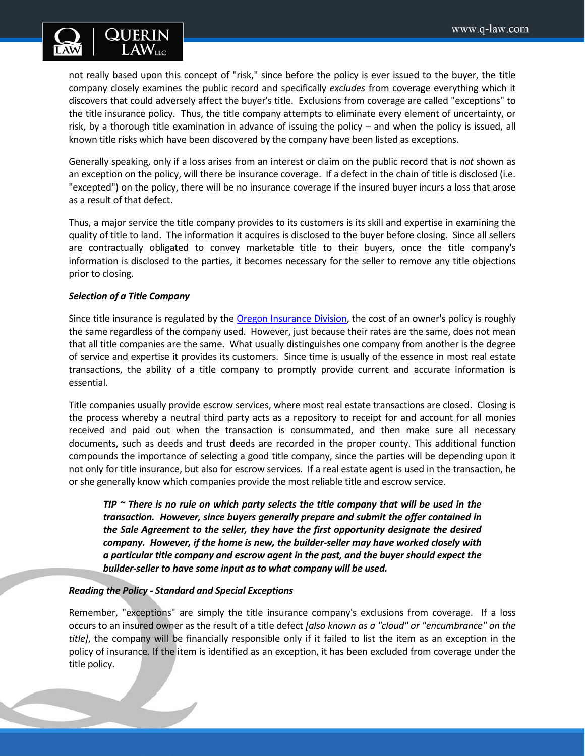not really based upon this concept of "risk," since before the policy is ever issued to the buyer, the title company closely examines the public record and specifically *excludes* from coverage everything which it discovers that could adversely affect the buyer's title. Exclusions from coverage are called "exceptions" to the title insurance policy. Thus, the title company attempts to eliminate every element of uncertainty, or risk, by a thorough title examination in advance of issuing the policy – and when the policy is issued, all known title risks which have been discovered by the company have been listed as exceptions.

Generally speaking, only if a loss arises from an interest or claim on the public record that is *not* shown as an exception on the policy, will there be insurance coverage. If a defect in the chain of title is disclosed (i.e. "excepted") on the policy, there will be no insurance coverage if the insured buyer incurs a loss that arose as a result of that defect.

Thus, a major service the title company provides to its customers is its skill and expertise in examining the quality of title to land. The information it acquires is disclosed to the buyer before closing. Since all sellers are contractually obligated to convey marketable title to their buyers, once the title company's information is disclosed to the parties, it becomes necessary for the seller to remove any title objections prior to closing.

***Selection of a Title Company***

Since title insurance is regulated by the Oregon Insurance Division, the cost of an owner's policy is roughly the same regardless of the company used. However, just because their rates are the same, does not mean that all title companies are the same. What usually distinguishes one company from another is the degree of service and expertise it provides its customers. Since time is usually of the essence in most real estate transactions, the ability of a title company to promptly provide current and accurate information is essential.

Title companies usually provide escrow services, where most real estate transactions are closed. Closing is the process whereby a neutral third party acts as a repository to receipt for and account for all monies received and paid out when the transaction is consummated, and then make sure all necessary documents, such as deeds and trust deeds are recorded in the proper county. This additional function compounds the importance of selecting a good title company, since the parties will be depending upon it not only for title insurance, but also for escrow services. If a real estate agent is used in the transaction, he or she generally know which companies provide the most reliable title and escrow service.

> ***TIP ~ There is no rule on which party selects the title company that will be used in the transaction. However, since buyers generally prepare and submit the offer contained in the Sale Agreement to the seller, they have the first opportunity designate the desired company. However, if the home is new, the builder-seller may have worked closely with a particular title company and escrow agent in the past, and the buyer should expect the builder-seller to have some input as to what company will be used.***

***Reading the Policy - Standard and Special Exceptions***

Remember, "exceptions" are simply the title insurance company's exclusions from coverage. If a loss occurs to an insured owner as the result of a title defect *[also known as a "cloud" or "encumbrance" on the title]*, the company will be financially responsible only if it failed to list the item as an exception in the policy of insurance. If the item is identified as an exception, it has been excluded from coverage under the title policy.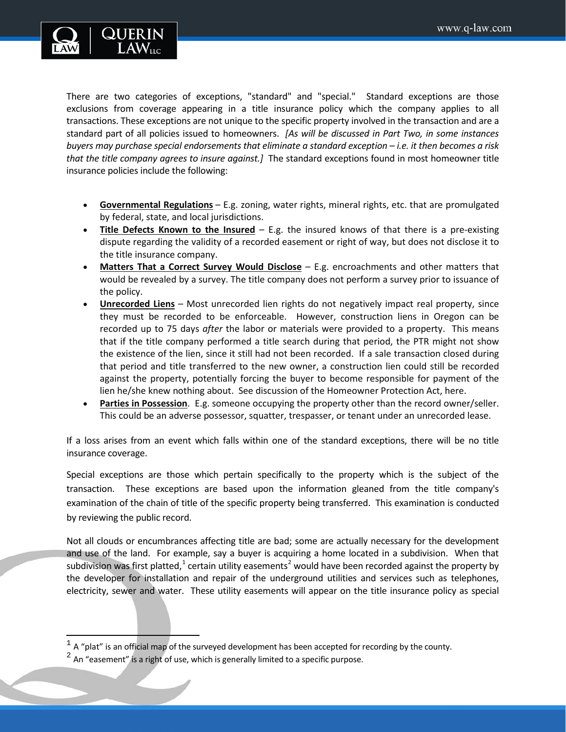There are two categories of exceptions, "standard" and "special." Standard exceptions are those exclusions from coverage appearing in a title insurance policy which the company applies to all transactions. These exceptions are not unique to the specific property involved in the transaction and are a standard part of all policies issued to homeowners. *[As will be discussed in Part Two, in some instances buyers may purchase special endorsements that eliminate a standard exception – i.e. it then becomes a risk that the title company agrees to insure against.]* The standard exceptions found in most homeowner title insurance policies include the following:

- **Governmental Regulations** – E.g. zoning, water rights, mineral rights, etc. that are promulgated by federal, state, and local jurisdictions.
- **Title Defects Known to the Insured** – E.g. the insured knows of that there is a pre-existing dispute regarding the validity of a recorded easement or right of way, but does not disclose it to the title insurance company.
- **Matters That a Correct Survey Would Disclose** – E.g. encroachments and other matters that would be revealed by a survey. The title company does not perform a survey prior to issuance of the policy.
- **Unrecorded Liens** – Most unrecorded lien rights do not negatively impact real property, since they must be recorded to be enforceable. However, construction liens in Oregon can be recorded up to 75 days *after* the labor or materials were provided to a property. This means that if the title company performed a title search during that period, the PTR might not show the existence of the lien, since it still had not been recorded. If a sale transaction closed during that period and title transferred to the new owner, a construction lien could still be recorded against the property, potentially forcing the buyer to become responsible for payment of the lien he/she knew nothing about. See discussion of the Homeowner Protection Act, here.
- **Parties in Possession**. E.g. someone occupying the property other than the record owner/seller. This could be an adverse possessor, squatter, trespasser, or tenant under an unrecorded lease.

If a loss arises from an event which falls within one of the standard exceptions, there will be no title insurance coverage.

Special exceptions are those which pertain specifically to the property which is the subject of the transaction. These exceptions are based upon the information gleaned from the title company's examination of the chain of title of the specific property being transferred. This examination is conducted by reviewing the public record.

Not all clouds or encumbrances affecting title are bad; some are actually necessary for the development and use of the land. For example, say a buyer is acquiring a home located in a subdivision. When that subdivision was first platted,[1] certain utility easements[2] would have been recorded against the property by the developer for installation and repair of the underground utilities and services such as telephones, electricity, sewer and water. These utility easements will appear on the title insurance policy as special

---

[1] A "plat" is an official map of the surveyed development has been accepted for recording by the county.

[2] An "easement" is a right of use, which is generally limited to a specific purpose.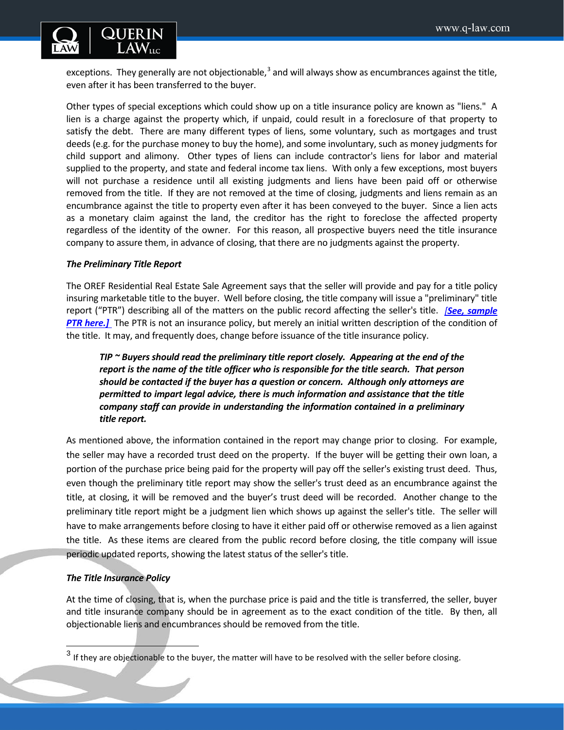exceptions. They generally are not objectionable,[3] and will always show as encumbrances against the title, even after it has been transferred to the buyer.

Other types of special exceptions which could show up on a title insurance policy are known as "liens." A lien is a charge against the property which, if unpaid, could result in a foreclosure of that property to satisfy the debt. There are many different types of liens, some voluntary, such as mortgages and trust deeds (e.g. for the purchase money to buy the home), and some involuntary, such as money judgments for child support and alimony. Other types of liens can include contractor's liens for labor and material supplied to the property, and state and federal income tax liens. With only a few exceptions, most buyers will not purchase a residence until all existing judgments and liens have been paid off or otherwise removed from the title. If they are not removed at the time of closing, judgments and liens remain as an encumbrance against the title to property even after it has been conveyed to the buyer. Since a lien acts as a monetary claim against the land, the creditor has the right to foreclose the affected property regardless of the identity of the owner. For this reason, all prospective buyers need the title insurance company to assure them, in advance of closing, that there are no judgments against the property.

***The Preliminary Title Report***

The OREF Residential Real Estate Sale Agreement says that the seller will provide and pay for a title policy insuring marketable title to the buyer. Well before closing, the title company will issue a "preliminary" title report ("PTR") describing all of the matters on the public record affecting the seller's title. ***[See, sample PTR here.]*** The PTR is not an insurance policy, but merely an initial written description of the condition of the title. It may, and frequently does, change before issuance of the title insurance policy.

> ***TIP ~ Buyers should read the preliminary title report closely. Appearing at the end of the report is the name of the title officer who is responsible for the title search. That person should be contacted if the buyer has a question or concern. Although only attorneys are permitted to impart legal advice, there is much information and assistance that the title company staff can provide in understanding the information contained in a preliminary title report.***

As mentioned above, the information contained in the report may change prior to closing. For example, the seller may have a recorded trust deed on the property. If the buyer will be getting their own loan, a portion of the purchase price being paid for the property will pay off the seller's existing trust deed. Thus, even though the preliminary title report may show the seller's trust deed as an encumbrance against the title, at closing, it will be removed and the buyer's trust deed will be recorded. Another change to the preliminary title report might be a judgment lien which shows up against the seller's title. The seller will have to make arrangements before closing to have it either paid off or otherwise removed as a lien against the title. As these items are cleared from the public record before closing, the title company will issue periodic updated reports, showing the latest status of the seller's title.

***The Title Insurance Policy***

At the time of closing, that is, when the purchase price is paid and the title is transferred, the seller, buyer and title insurance company should be in agreement as to the exact condition of the title. By then, all objectionable liens and encumbrances should be removed from the title.

[3] If they are objectionable to the buyer, the matter will have to be resolved with the seller before closing.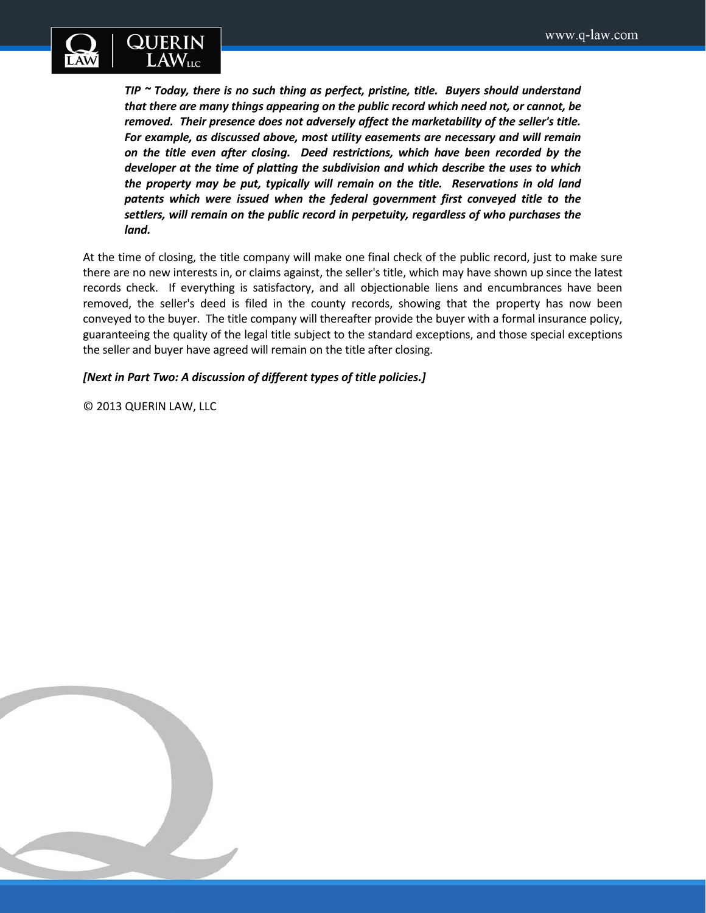*TIP ~ Today, there is no such thing as perfect, pristine, title. Buyers should understand that there are many things appearing on the public record which need not, or cannot, be removed. Their presence does not adversely affect the marketability of the seller's title. For example, as discussed above, most utility easements are necessary and will remain on the title even after closing. Deed restrictions, which have been recorded by the developer at the time of platting the subdivision and which describe the uses to which the property may be put, typically will remain on the title. Reservations in old land patents which were issued when the federal government first conveyed title to the settlers, will remain on the public record in perpetuity, regardless of who purchases the land.*

At the time of closing, the title company will make one final check of the public record, just to make sure there are no new interests in, or claims against, the seller's title, which may have shown up since the latest records check. If everything is satisfactory, and all objectionable liens and encumbrances have been removed, the seller's deed is filed in the county records, showing that the property has now been conveyed to the buyer. The title company will thereafter provide the buyer with a formal insurance policy, guaranteeing the quality of the legal title subject to the standard exceptions, and those special exceptions the seller and buyer have agreed will remain on the title after closing.

***[Next in Part Two: A discussion of different types of title policies.]***

© 2013 QUERIN LAW, LLC